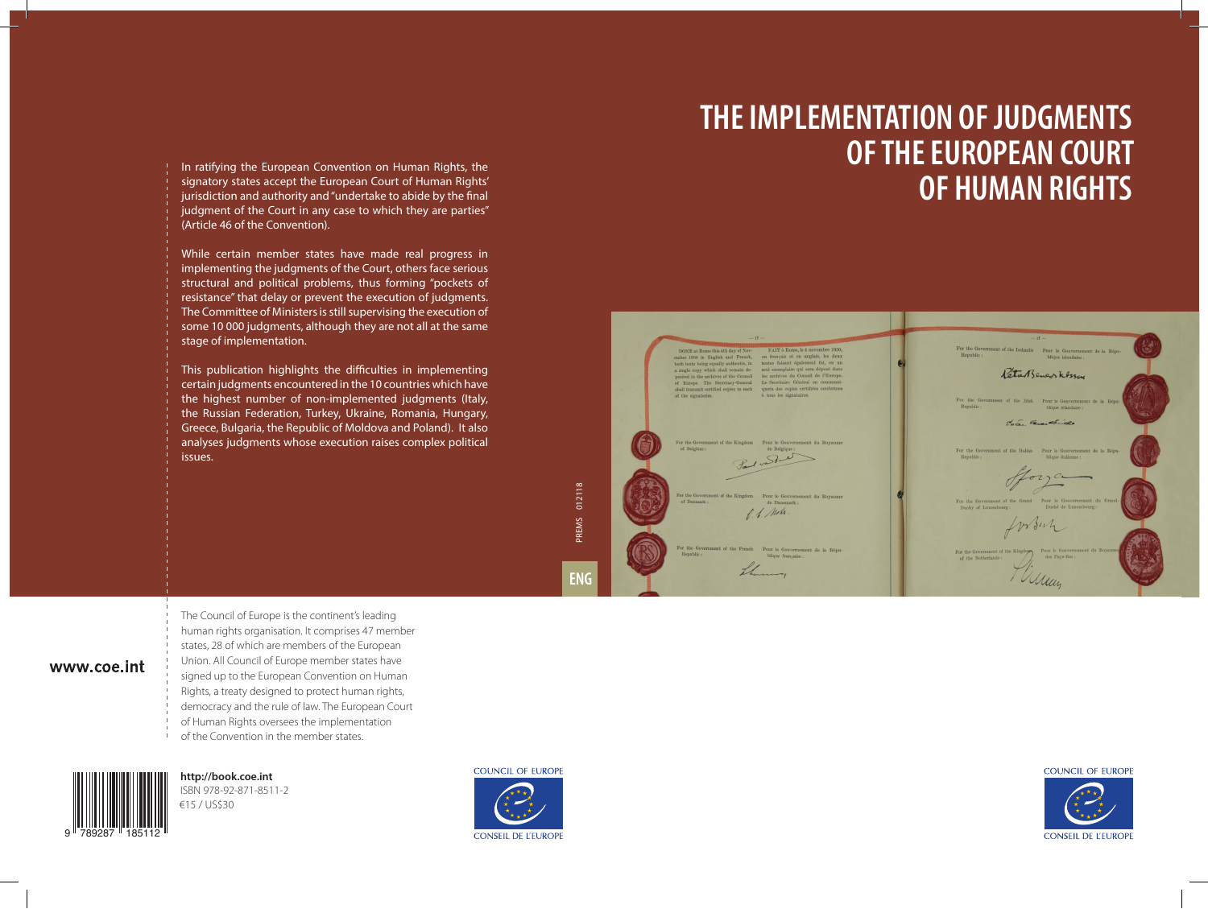# THE IMPLEMENTATION OF JUDGMENTS OF THE EUROPEAN COURT OF HUMAN RIGHTS

In ratifying the European Convention on Human Rights, the signatory states accept the European Court of Human Rights' jurisdiction and authority and "undertake to abide by the final judgment of the Court in any case to which they are parties" (Article 46 of the Convention).

While certain member states have made real progress in implementing the judgments of the Court, others face serious structural and political problems, thus forming "pockets of resistance" that delay or prevent the execution of judgments. The Committee of Ministers is still supervising the execution of some 10 000 judgments, although they are not all at the same stage of implementation.

This publication highlights the difficulties in implementing certain judgments encountered in the 10 countries which have the highest number of non-implemented judgments (Italy, the Russian Federation, Turkey, Ukraine, Romania, Hungary, Greece, Bulgaria, the Republic of Moldova and Poland). It also analyses judgments whose execution raises complex political issues.

PREMS 012118

ENG

The Council of Europe is the continent's leading human rights organisation. It comprises 47 member states, 28 of which are members of the European Union. All Council of Europe member states have signed up to the European Convention on Human Rights, a treaty designed to protect human rights, democracy and the rule of law. The European Court of Human Rights oversees the implementation of the Convention in the member states.

www.coe.int

**http://book.coe.int**
ISBN 978-92-871-8511-2
€15 / US$30

COUNCIL OF EUROPE
CONSEIL DE L'EUROPE

COUNCIL OF EUROPE
CONSEIL DE L'EUROPE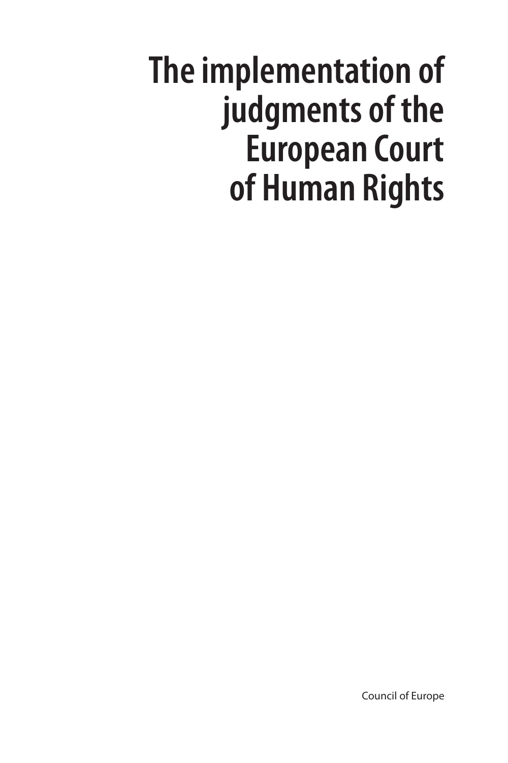# The implementation of judgments of the European Court of Human Rights

Council of Europe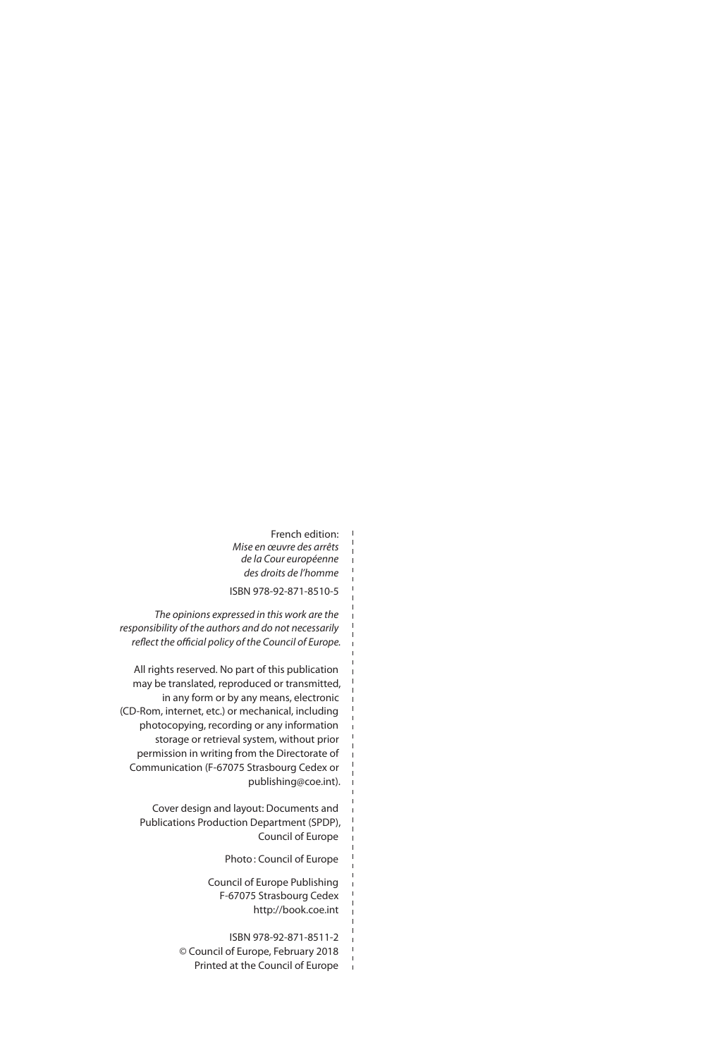French edition:
*Mise en œuvre des arrêts de la Cour européenne des droits de l'homme*

ISBN 978-92-871-8510-5

*The opinions expressed in this work are the responsibility of the authors and do not necessarily reflect the official policy of the Council of Europe.*

All rights reserved. No part of this publication may be translated, reproduced or transmitted, in any form or by any means, electronic (CD-Rom, internet, etc.) or mechanical, including photocopying, recording or any information storage or retrieval system, without prior permission in writing from the Directorate of Communication (F-67075 Strasbourg Cedex or publishing@coe.int).

Cover design and layout: Documents and Publications Production Department (SPDP), Council of Europe

Photo: Council of Europe

Council of Europe Publishing
F-67075 Strasbourg Cedex
http://book.coe.int

ISBN 978-92-871-8511-2
© Council of Europe, February 2018
Printed at the Council of Europe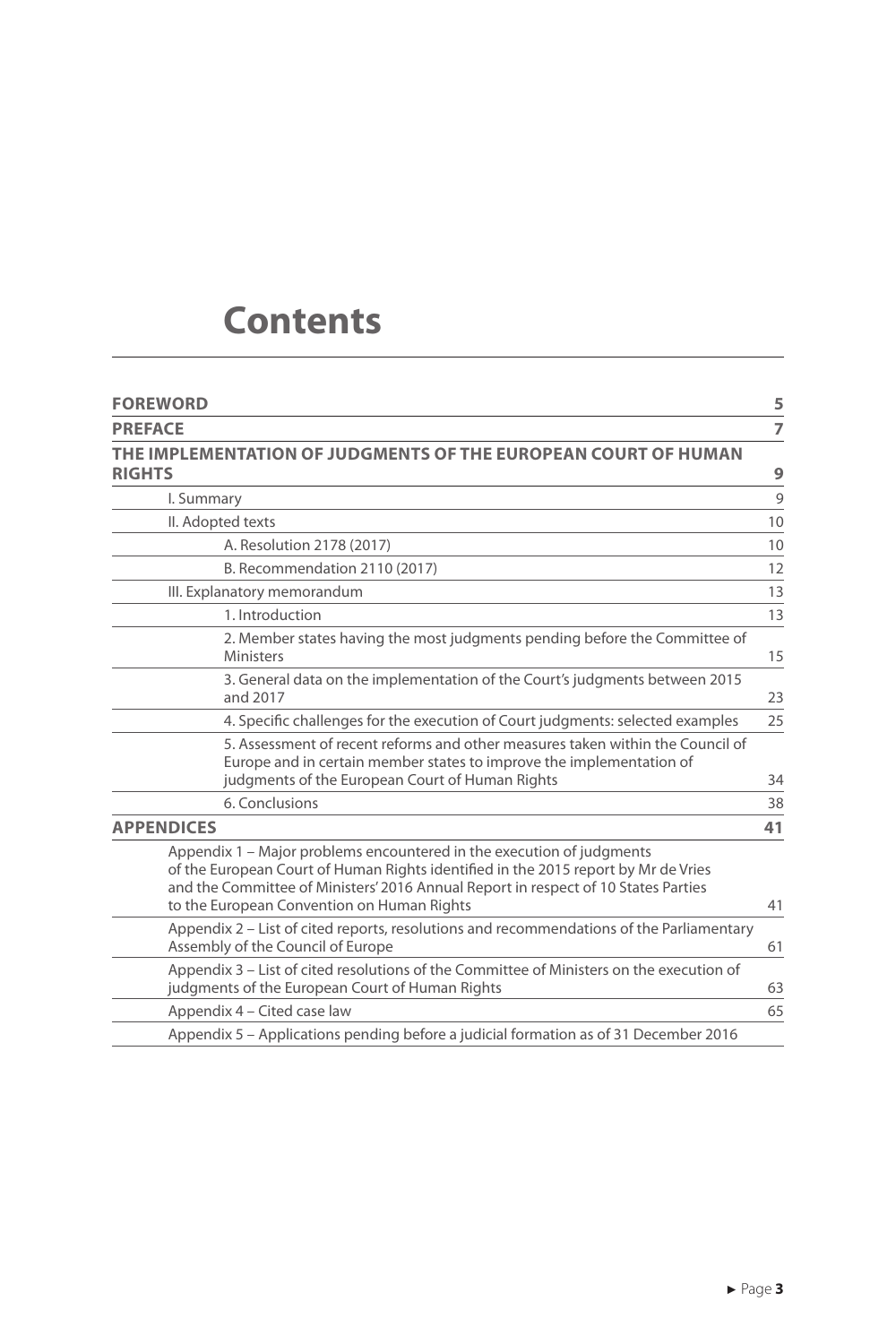# Contents

| | |
|---|---|
| **FOREWORD** | **5** |
| **PREFACE** | **7** |
| **THE IMPLEMENTATION OF JUDGMENTS OF THE EUROPEAN COURT OF HUMAN RIGHTS** | **9** |
| I. Summary | 9 |
| II. Adopted texts | 10 |
| A. Resolution 2178 (2017) | 10 |
| B. Recommendation 2110 (2017) | 12 |
| III. Explanatory memorandum | 13 |
| 1. Introduction | 13 |
| 2. Member states having the most judgments pending before the Committee of Ministers | 15 |
| 3. General data on the implementation of the Court's judgments between 2015 and 2017 | 23 |
| 4. Specific challenges for the execution of Court judgments: selected examples | 25 |
| 5. Assessment of recent reforms and other measures taken within the Council of Europe and in certain member states to improve the implementation of judgments of the European Court of Human Rights | 34 |
| 6. Conclusions | 38 |
| **APPENDICES** | **41** |
| Appendix 1 – Major problems encountered in the execution of judgments of the European Court of Human Rights identified in the 2015 report by Mr de Vries and the Committee of Ministers' 2016 Annual Report in respect of 10 States Parties to the European Convention on Human Rights | 41 |
| Appendix 2 – List of cited reports, resolutions and recommendations of the Parliamentary Assembly of the Council of Europe | 61 |
| Appendix 3 – List of cited resolutions of the Committee of Ministers on the execution of judgments of the European Court of Human Rights | 63 |
| Appendix 4 – Cited case law | 65 |
| Appendix 5 – Applications pending before a judicial formation as of 31 December 2016 | |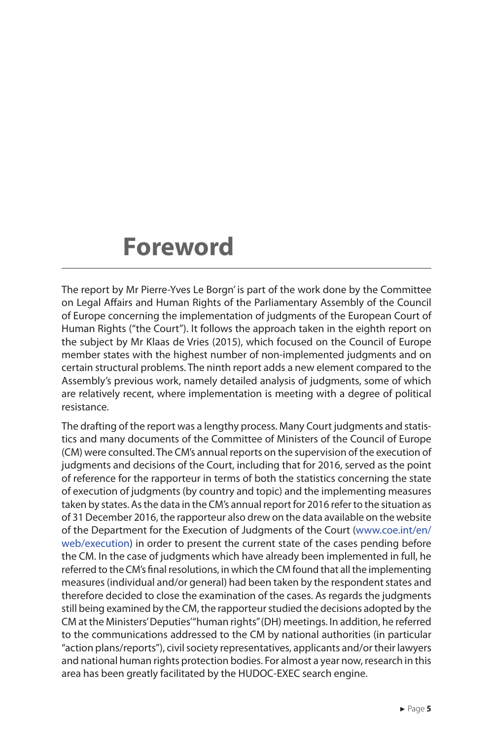# Foreword

The report by Mr Pierre-Yves Le Borgn' is part of the work done by the Committee on Legal Affairs and Human Rights of the Parliamentary Assembly of the Council of Europe concerning the implementation of judgments of the European Court of Human Rights ("the Court"). It follows the approach taken in the eighth report on the subject by Mr Klaas de Vries (2015), which focused on the Council of Europe member states with the highest number of non-implemented judgments and on certain structural problems. The ninth report adds a new element compared to the Assembly's previous work, namely detailed analysis of judgments, some of which are relatively recent, where implementation is meeting with a degree of political resistance.

The drafting of the report was a lengthy process. Many Court judgments and statistics and many documents of the Committee of Ministers of the Council of Europe (CM) were consulted. The CM's annual reports on the supervision of the execution of judgments and decisions of the Court, including that for 2016, served as the point of reference for the rapporteur in terms of both the statistics concerning the state of execution of judgments (by country and topic) and the implementing measures taken by states. As the data in the CM's annual report for 2016 refer to the situation as of 31 December 2016, the rapporteur also drew on the data available on the website of the Department for the Execution of Judgments of the Court (www.coe.int/en/web/execution) in order to present the current state of the cases pending before the CM. In the case of judgments which have already been implemented in full, he referred to the CM's final resolutions, in which the CM found that all the implementing measures (individual and/or general) had been taken by the respondent states and therefore decided to close the examination of the cases. As regards the judgments still being examined by the CM, the rapporteur studied the decisions adopted by the CM at the Ministers' Deputies' "human rights" (DH) meetings. In addition, he referred to the communications addressed to the CM by national authorities (in particular "action plans/reports"), civil society representatives, applicants and/or their lawyers and national human rights protection bodies. For almost a year now, research in this area has been greatly facilitated by the HUDOC-EXEC search engine.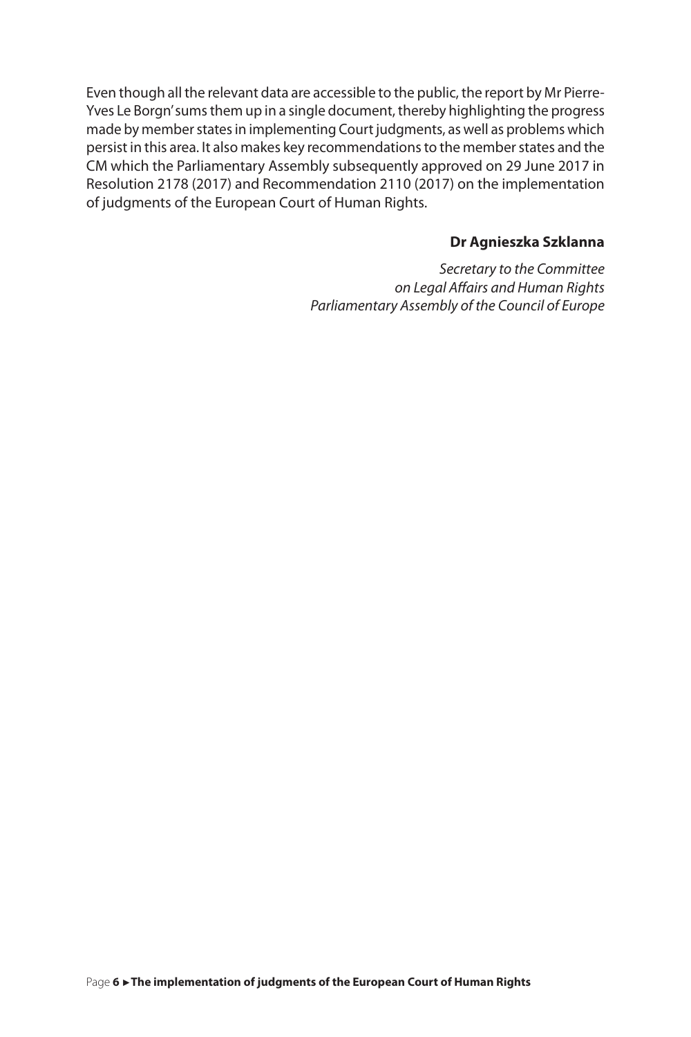Even though all the relevant data are accessible to the public, the report by Mr Pierre-Yves Le Borgn' sums them up in a single document, thereby highlighting the progress made by member states in implementing Court judgments, as well as problems which persist in this area. It also makes key recommendations to the member states and the CM which the Parliamentary Assembly subsequently approved on 29 June 2017 in Resolution 2178 (2017) and Recommendation 2110 (2017) on the implementation of judgments of the European Court of Human Rights.

**Dr Agnieszka Szklanna**

*Secretary to the Committee on Legal Affairs and Human Rights Parliamentary Assembly of the Council of Europe*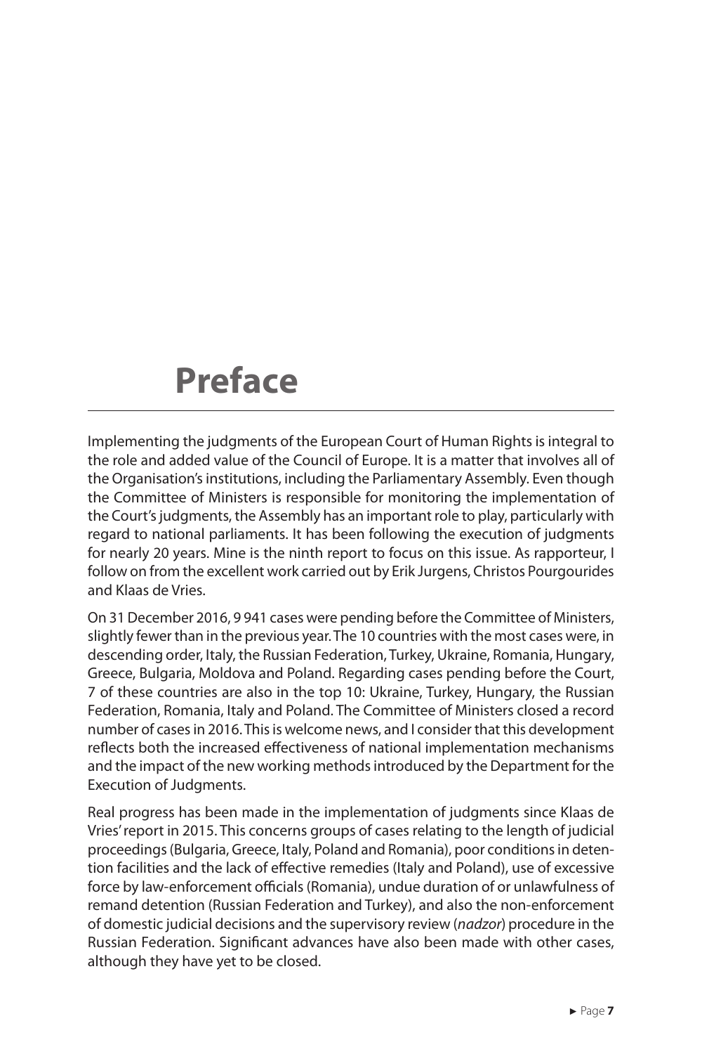# Preface

Implementing the judgments of the European Court of Human Rights is integral to the role and added value of the Council of Europe. It is a matter that involves all of the Organisation's institutions, including the Parliamentary Assembly. Even though the Committee of Ministers is responsible for monitoring the implementation of the Court's judgments, the Assembly has an important role to play, particularly with regard to national parliaments. It has been following the execution of judgments for nearly 20 years. Mine is the ninth report to focus on this issue. As rapporteur, I follow on from the excellent work carried out by Erik Jurgens, Christos Pourgourides and Klaas de Vries.

On 31 December 2016, 9 941 cases were pending before the Committee of Ministers, slightly fewer than in the previous year. The 10 countries with the most cases were, in descending order, Italy, the Russian Federation, Turkey, Ukraine, Romania, Hungary, Greece, Bulgaria, Moldova and Poland. Regarding cases pending before the Court, 7 of these countries are also in the top 10: Ukraine, Turkey, Hungary, the Russian Federation, Romania, Italy and Poland. The Committee of Ministers closed a record number of cases in 2016. This is welcome news, and I consider that this development reflects both the increased effectiveness of national implementation mechanisms and the impact of the new working methods introduced by the Department for the Execution of Judgments.

Real progress has been made in the implementation of judgments since Klaas de Vries' report in 2015. This concerns groups of cases relating to the length of judicial proceedings (Bulgaria, Greece, Italy, Poland and Romania), poor conditions in detention facilities and the lack of effective remedies (Italy and Poland), use of excessive force by law-enforcement officials (Romania), undue duration of or unlawfulness of remand detention (Russian Federation and Turkey), and also the non-enforcement of domestic judicial decisions and the supervisory review (*nadzor*) procedure in the Russian Federation. Significant advances have also been made with other cases, although they have yet to be closed.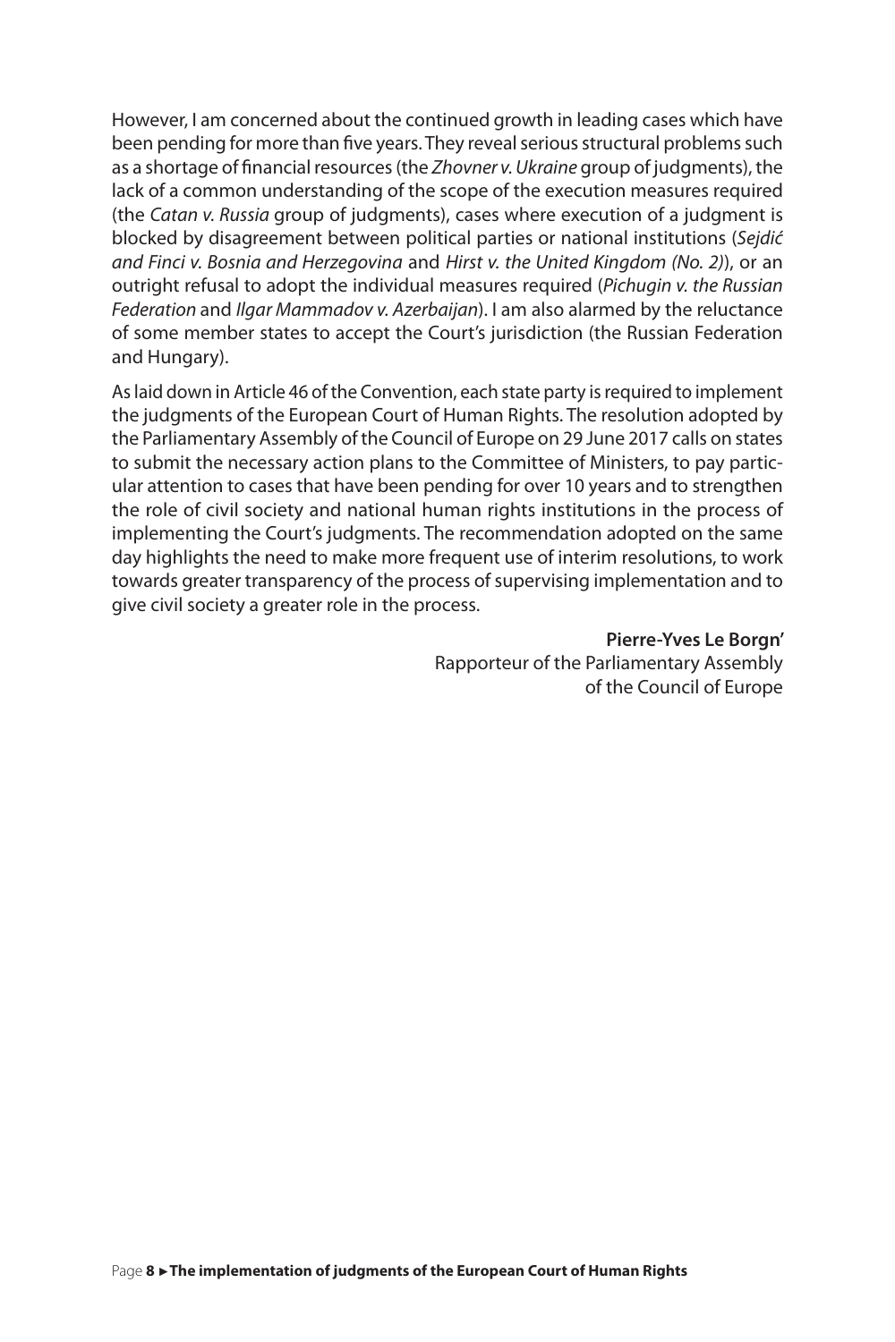However, I am concerned about the continued growth in leading cases which have been pending for more than five years. They reveal serious structural problems such as a shortage of financial resources (the *Zhovner v. Ukraine* group of judgments), the lack of a common understanding of the scope of the execution measures required (the *Catan v. Russia* group of judgments), cases where execution of a judgment is blocked by disagreement between political parties or national institutions (*Sejdić and Finci v. Bosnia and Herzegovina* and *Hirst v. the United Kingdom (No. 2)*), or an outright refusal to adopt the individual measures required (*Pichugin v. the Russian Federation* and *Ilgar Mammadov v. Azerbaijan*). I am also alarmed by the reluctance of some member states to accept the Court's jurisdiction (the Russian Federation and Hungary).

As laid down in Article 46 of the Convention, each state party is required to implement the judgments of the European Court of Human Rights. The resolution adopted by the Parliamentary Assembly of the Council of Europe on 29 June 2017 calls on states to submit the necessary action plans to the Committee of Ministers, to pay particular attention to cases that have been pending for over 10 years and to strengthen the role of civil society and national human rights institutions in the process of implementing the Court's judgments. The recommendation adopted on the same day highlights the need to make more frequent use of interim resolutions, to work towards greater transparency of the process of supervising implementation and to give civil society a greater role in the process.

**Pierre-Yves Le Borgn'**
Rapporteur of the Parliamentary Assembly of the Council of Europe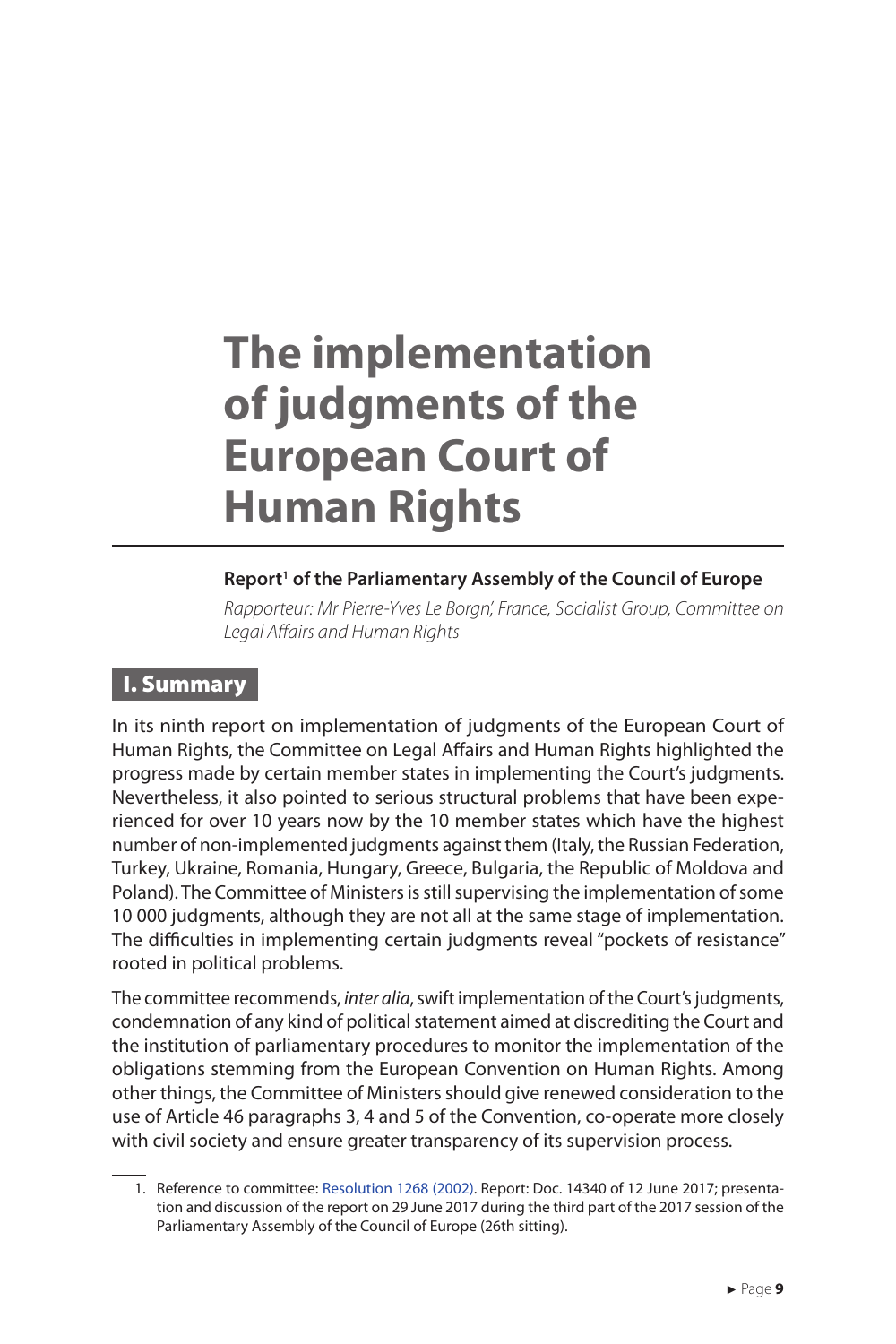# The implementation of judgments of the European Court of Human Rights

**Report[1] of the Parliamentary Assembly of the Council of Europe**

*Rapporteur: Mr Pierre-Yves Le Borgn', France, Socialist Group, Committee on Legal Affairs and Human Rights*

## I. Summary

In its ninth report on implementation of judgments of the European Court of Human Rights, the Committee on Legal Affairs and Human Rights highlighted the progress made by certain member states in implementing the Court's judgments. Nevertheless, it also pointed to serious structural problems that have been experienced for over 10 years now by the 10 member states which have the highest number of non-implemented judgments against them (Italy, the Russian Federation, Turkey, Ukraine, Romania, Hungary, Greece, Bulgaria, the Republic of Moldova and Poland). The Committee of Ministers is still supervising the implementation of some 10 000 judgments, although they are not all at the same stage of implementation. The difficulties in implementing certain judgments reveal "pockets of resistance" rooted in political problems.

The committee recommends, *inter alia*, swift implementation of the Court's judgments, condemnation of any kind of political statement aimed at discrediting the Court and the institution of parliamentary procedures to monitor the implementation of the obligations stemming from the European Convention on Human Rights. Among other things, the Committee of Ministers should give renewed consideration to the use of Article 46 paragraphs 3, 4 and 5 of the Convention, co-operate more closely with civil society and ensure greater transparency of its supervision process.

1. Reference to committee: Resolution 1268 (2002). Report: Doc. 14340 of 12 June 2017; presentation and discussion of the report on 29 June 2017 during the third part of the 2017 session of the Parliamentary Assembly of the Council of Europe (26th sitting).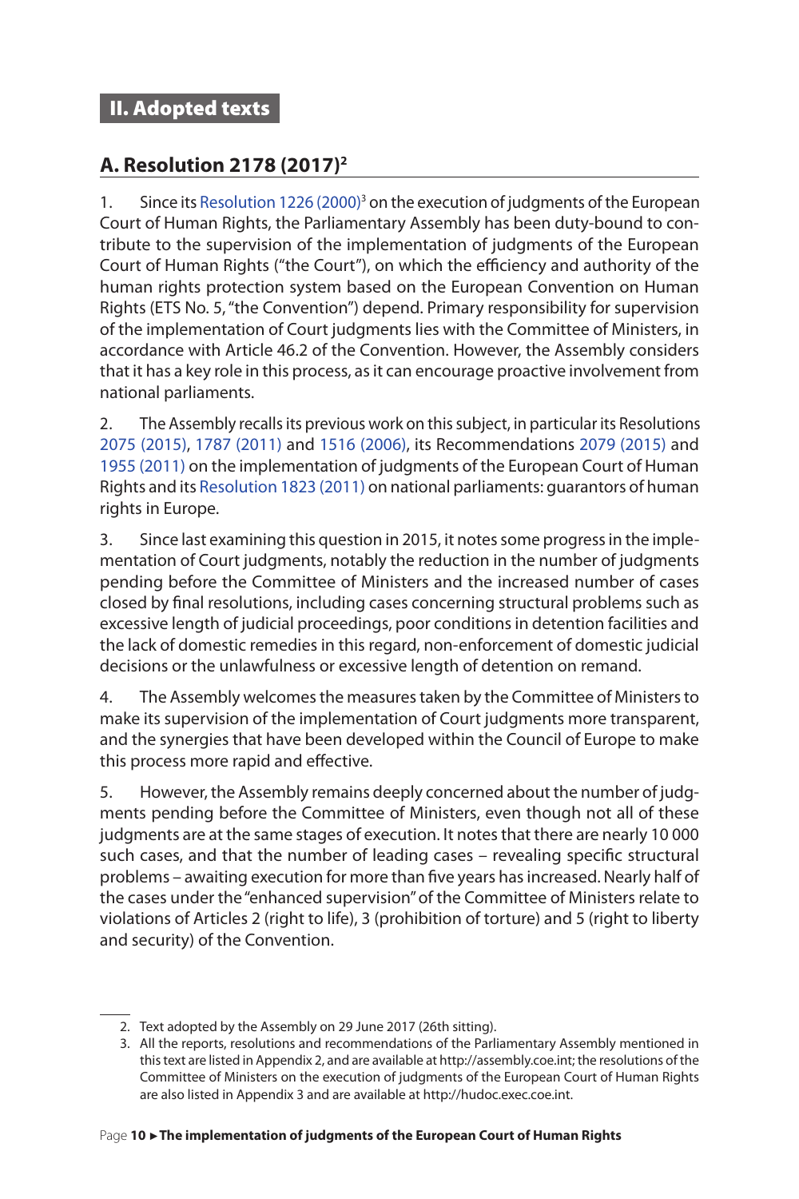## II. Adopted texts

### A. Resolution 2178 (2017)[2]

1. Since its Resolution 1226 (2000)[3] on the execution of judgments of the European Court of Human Rights, the Parliamentary Assembly has been duty-bound to contribute to the supervision of the implementation of judgments of the European Court of Human Rights ("the Court"), on which the efficiency and authority of the human rights protection system based on the European Convention on Human Rights (ETS No. 5, "the Convention") depend. Primary responsibility for supervision of the implementation of Court judgments lies with the Committee of Ministers, in accordance with Article 46.2 of the Convention. However, the Assembly considers that it has a key role in this process, as it can encourage proactive involvement from national parliaments.

2. The Assembly recalls its previous work on this subject, in particular its Resolutions 2075 (2015), 1787 (2011) and 1516 (2006), its Recommendations 2079 (2015) and 1955 (2011) on the implementation of judgments of the European Court of Human Rights and its Resolution 1823 (2011) on national parliaments: guarantors of human rights in Europe.

3. Since last examining this question in 2015, it notes some progress in the implementation of Court judgments, notably the reduction in the number of judgments pending before the Committee of Ministers and the increased number of cases closed by final resolutions, including cases concerning structural problems such as excessive length of judicial proceedings, poor conditions in detention facilities and the lack of domestic remedies in this regard, non-enforcement of domestic judicial decisions or the unlawfulness or excessive length of detention on remand.

4. The Assembly welcomes the measures taken by the Committee of Ministers to make its supervision of the implementation of Court judgments more transparent, and the synergies that have been developed within the Council of Europe to make this process more rapid and effective.

5. However, the Assembly remains deeply concerned about the number of judgments pending before the Committee of Ministers, even though not all of these judgments are at the same stages of execution. It notes that there are nearly 10 000 such cases, and that the number of leading cases – revealing specific structural problems – awaiting execution for more than five years has increased. Nearly half of the cases under the "enhanced supervision" of the Committee of Ministers relate to violations of Articles 2 (right to life), 3 (prohibition of torture) and 5 (right to liberty and security) of the Convention.

---

2. Text adopted by the Assembly on 29 June 2017 (26th sitting).

3. All the reports, resolutions and recommendations of the Parliamentary Assembly mentioned in this text are listed in Appendix 2, and are available at http://assembly.coe.int; the resolutions of the Committee of Ministers on the execution of judgments of the European Court of Human Rights are also listed in Appendix 3 and are available at http://hudoc.exec.coe.int.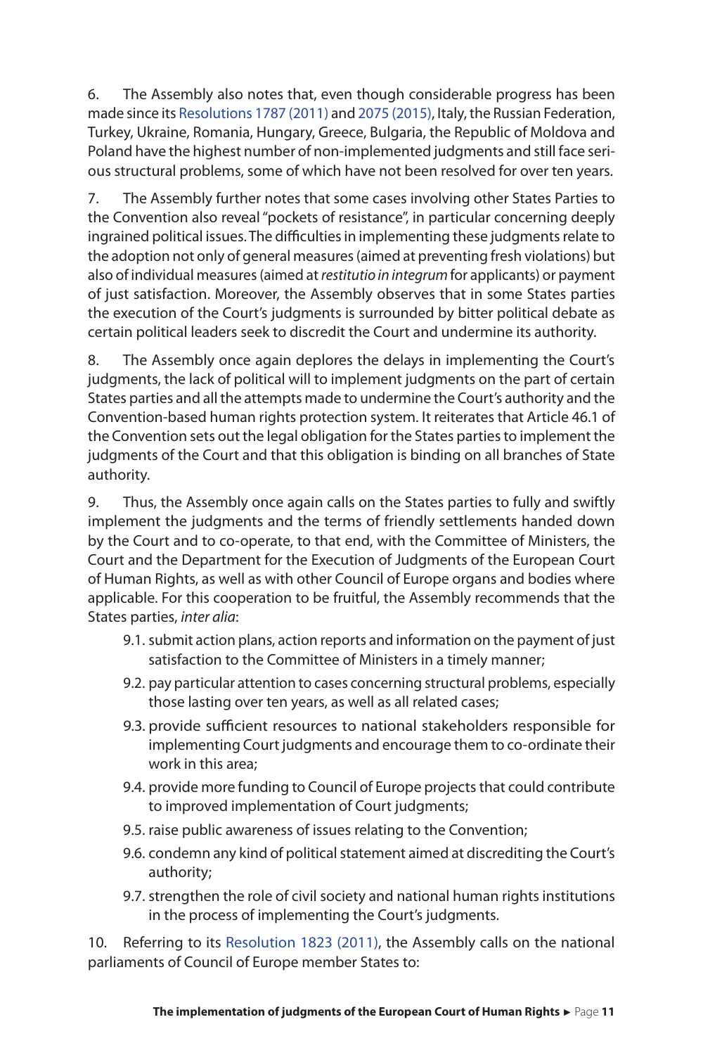6. The Assembly also notes that, even though considerable progress has been made since its Resolutions 1787 (2011) and 2075 (2015), Italy, the Russian Federation, Turkey, Ukraine, Romania, Hungary, Greece, Bulgaria, the Republic of Moldova and Poland have the highest number of non-implemented judgments and still face serious structural problems, some of which have not been resolved for over ten years.

7. The Assembly further notes that some cases involving other States Parties to the Convention also reveal "pockets of resistance", in particular concerning deeply ingrained political issues. The difficulties in implementing these judgments relate to the adoption not only of general measures (aimed at preventing fresh violations) but also of individual measures (aimed at *restitutio in integrum* for applicants) or payment of just satisfaction. Moreover, the Assembly observes that in some States parties the execution of the Court's judgments is surrounded by bitter political debate as certain political leaders seek to discredit the Court and undermine its authority.

8. The Assembly once again deplores the delays in implementing the Court's judgments, the lack of political will to implement judgments on the part of certain States parties and all the attempts made to undermine the Court's authority and the Convention-based human rights protection system. It reiterates that Article 46.1 of the Convention sets out the legal obligation for the States parties to implement the judgments of the Court and that this obligation is binding on all branches of State authority.

9. Thus, the Assembly once again calls on the States parties to fully and swiftly implement the judgments and the terms of friendly settlements handed down by the Court and to co-operate, to that end, with the Committee of Ministers, the Court and the Department for the Execution of Judgments of the European Court of Human Rights, as well as with other Council of Europe organs and bodies where applicable. For this cooperation to be fruitful, the Assembly recommends that the States parties, *inter alia*:

- 9.1. submit action plans, action reports and information on the payment of just satisfaction to the Committee of Ministers in a timely manner;
- 9.2. pay particular attention to cases concerning structural problems, especially those lasting over ten years, as well as all related cases;
- 9.3. provide sufficient resources to national stakeholders responsible for implementing Court judgments and encourage them to co-ordinate their work in this area;
- 9.4. provide more funding to Council of Europe projects that could contribute to improved implementation of Court judgments;
- 9.5. raise public awareness of issues relating to the Convention;
- 9.6. condemn any kind of political statement aimed at discrediting the Court's authority;
- 9.7. strengthen the role of civil society and national human rights institutions in the process of implementing the Court's judgments.

10. Referring to its Resolution 1823 (2011), the Assembly calls on the national parliaments of Council of Europe member States to: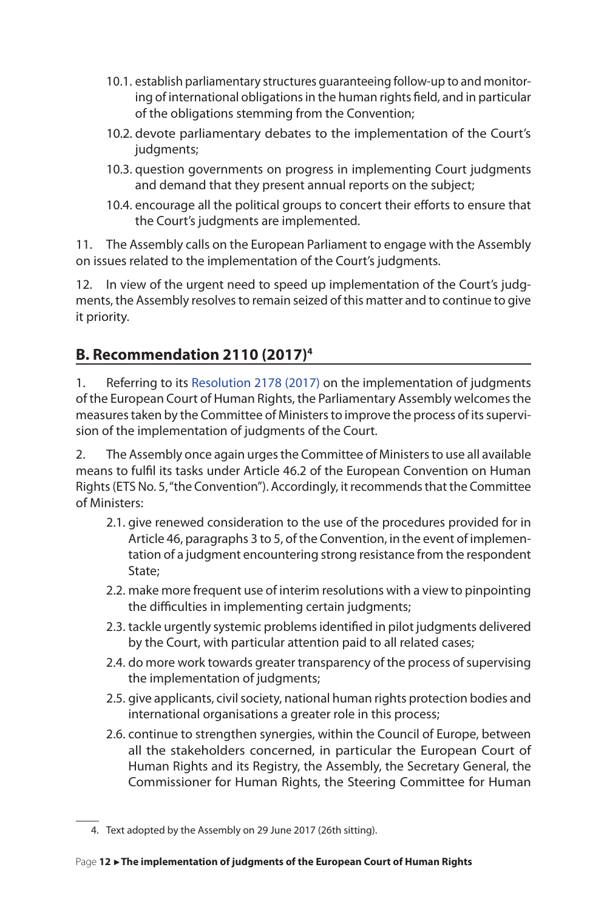10.1. establish parliamentary structures guaranteeing follow-up to and monitoring of international obligations in the human rights field, and in particular of the obligations stemming from the Convention;

10.2. devote parliamentary debates to the implementation of the Court's judgments;

10.3. question governments on progress in implementing Court judgments and demand that they present annual reports on the subject;

10.4. encourage all the political groups to concert their efforts to ensure that the Court's judgments are implemented.

11. The Assembly calls on the European Parliament to engage with the Assembly on issues related to the implementation of the Court's judgments.

12. In view of the urgent need to speed up implementation of the Court's judgments, the Assembly resolves to remain seized of this matter and to continue to give it priority.

## B. Recommendation 2110 (2017)[4]

1. Referring to its Resolution 2178 (2017) on the implementation of judgments of the European Court of Human Rights, the Parliamentary Assembly welcomes the measures taken by the Committee of Ministers to improve the process of its supervision of the implementation of judgments of the Court.

2. The Assembly once again urges the Committee of Ministers to use all available means to fulfil its tasks under Article 46.2 of the European Convention on Human Rights (ETS No. 5, "the Convention"). Accordingly, it recommends that the Committee of Ministers:

2.1. give renewed consideration to the use of the procedures provided for in Article 46, paragraphs 3 to 5, of the Convention, in the event of implementation of a judgment encountering strong resistance from the respondent State;

2.2. make more frequent use of interim resolutions with a view to pinpointing the difficulties in implementing certain judgments;

2.3. tackle urgently systemic problems identified in pilot judgments delivered by the Court, with particular attention paid to all related cases;

2.4. do more work towards greater transparency of the process of supervising the implementation of judgments;

2.5. give applicants, civil society, national human rights protection bodies and international organisations a greater role in this process;

2.6. continue to strengthen synergies, within the Council of Europe, between all the stakeholders concerned, in particular the European Court of Human Rights and its Registry, the Assembly, the Secretary General, the Commissioner for Human Rights, the Steering Committee for Human

4. Text adopted by the Assembly on 29 June 2017 (26th sitting).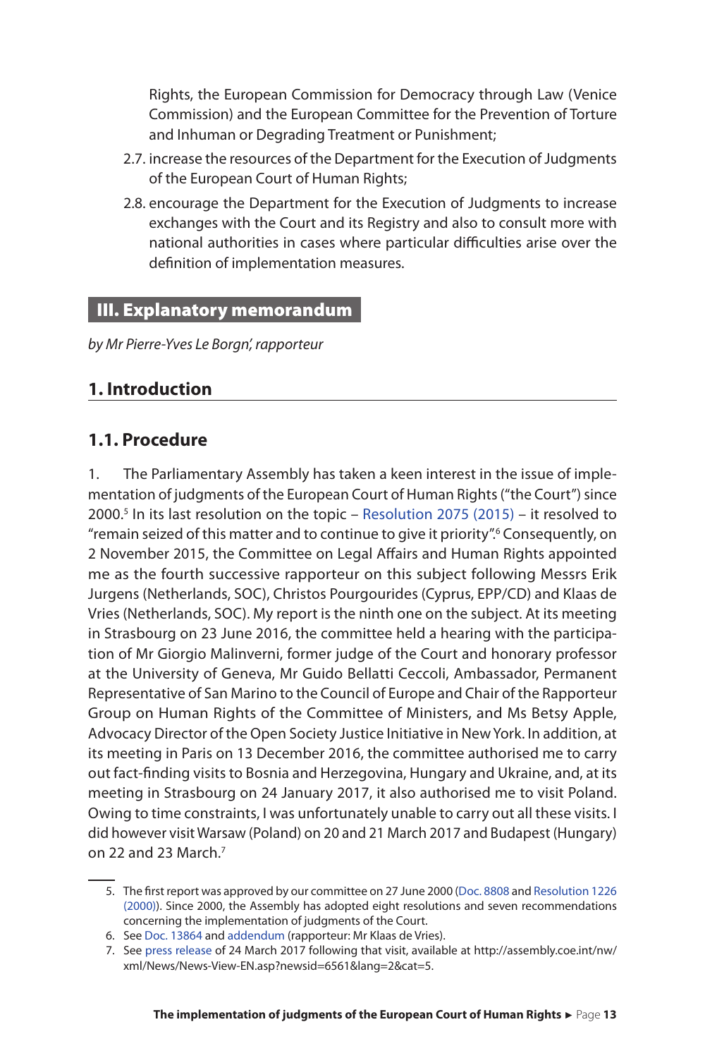Rights, the European Commission for Democracy through Law (Venice Commission) and the European Committee for the Prevention of Torture and Inhuman or Degrading Treatment or Punishment;

2.7. increase the resources of the Department for the Execution of Judgments of the European Court of Human Rights;

2.8. encourage the Department for the Execution of Judgments to increase exchanges with the Court and its Registry and also to consult more with national authorities in cases where particular difficulties arise over the definition of implementation measures.

## III. Explanatory memorandum

*by Mr Pierre-Yves Le Borgn', rapporteur*

## 1. Introduction

### 1.1. Procedure

1. The Parliamentary Assembly has taken a keen interest in the issue of implementation of judgments of the European Court of Human Rights ("the Court") since 2000.[5] In its last resolution on the topic – Resolution 2075 (2015) – it resolved to "remain seized of this matter and to continue to give it priority".[6] Consequently, on 2 November 2015, the Committee on Legal Affairs and Human Rights appointed me as the fourth successive rapporteur on this subject following Messrs Erik Jurgens (Netherlands, SOC), Christos Pourgourides (Cyprus, EPP/CD) and Klaas de Vries (Netherlands, SOC). My report is the ninth one on the subject. At its meeting in Strasbourg on 23 June 2016, the committee held a hearing with the participation of Mr Giorgio Malinverni, former judge of the Court and honorary professor at the University of Geneva, Mr Guido Bellatti Ceccoli, Ambassador, Permanent Representative of San Marino to the Council of Europe and Chair of the Rapporteur Group on Human Rights of the Committee of Ministers, and Ms Betsy Apple, Advocacy Director of the Open Society Justice Initiative in New York. In addition, at its meeting in Paris on 13 December 2016, the committee authorised me to carry out fact-finding visits to Bosnia and Herzegovina, Hungary and Ukraine, and, at its meeting in Strasbourg on 24 January 2017, it also authorised me to visit Poland. Owing to time constraints, I was unfortunately unable to carry out all these visits. I did however visit Warsaw (Poland) on 20 and 21 March 2017 and Budapest (Hungary) on 22 and 23 March.[7]

---

5. The first report was approved by our committee on 27 June 2000 (Doc. 8808 and Resolution 1226 (2000)). Since 2000, the Assembly has adopted eight resolutions and seven recommendations concerning the implementation of judgments of the Court.
6. See Doc. 13864 and addendum (rapporteur: Mr Klaas de Vries).
7. See press release of 24 March 2017 following that visit, available at http://assembly.coe.int/nw/xml/News/News-View-EN.asp?newsid=6561&lang=2&cat=5.